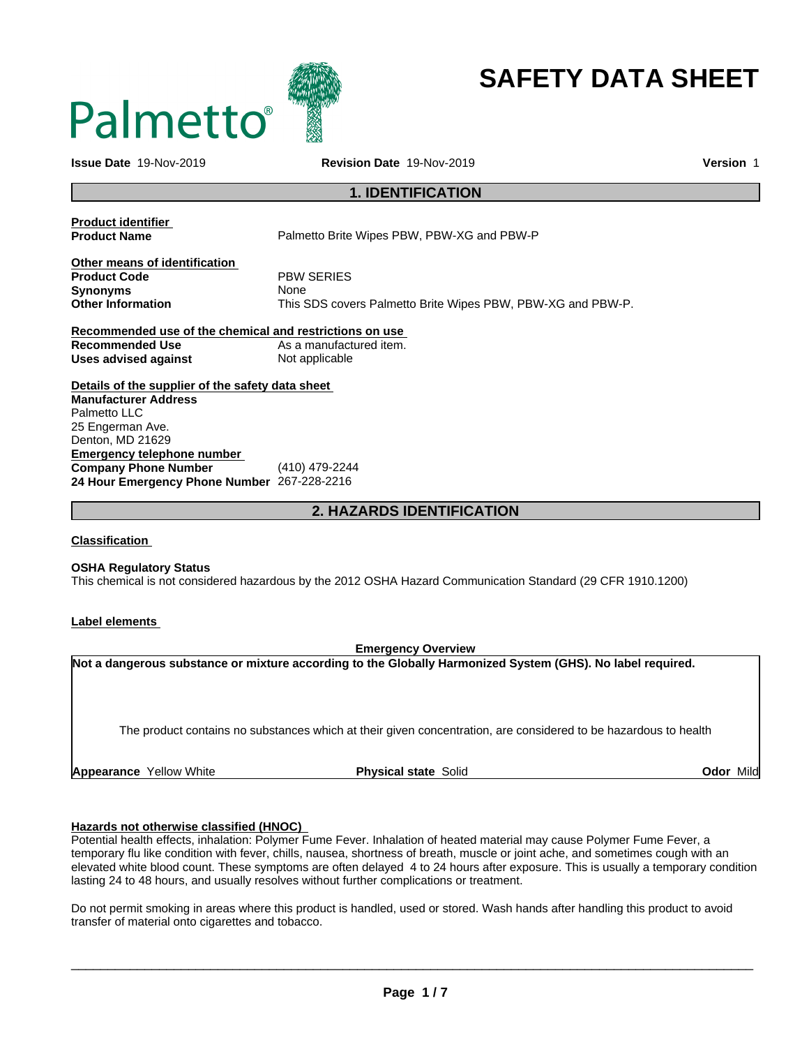Palmetto®

# SAFETY DATA SHEET

**Issue Date** 19-Nov-2019 **Revision Date** 19-Nov-2019 **Version** 1

## 1. IDENTIFICATION

**Product identifier**

| | |
|---|---|
| **Product Name** | Palmetto Brite Wipes PBW, PBW-XG and PBW-P |

**Other means of identification**

| | |
|---|---|
| **Product Code** | PBW SERIES |
| **Synonyms** | None |
| **Other Information** | This SDS covers Palmetto Brite Wipes PBW, PBW-XG and PBW-P. |

**Recommended use of the chemical and restrictions on use**

| | |
|---|---|
| **Recommended Use** | As a manufactured item. |
| **Uses advised against** | Not applicable |

**Details of the supplier of the safety data sheet**

**Manufacturer Address**
Palmetto LLC
25 Engerman Ave.
Denton, MD 21629

**Emergency telephone number**

| | |
|---|---|
| **Company Phone Number** | (410) 479-2244 |
| **24 Hour Emergency Phone Number** | 267-228-2216 |

## 2. HAZARDS IDENTIFICATION

**Classification**

**OSHA Regulatory Status**
This chemical is not considered hazardous by the 2012 OSHA Hazard Communication Standard (29 CFR 1910.1200)

**Label elements**

**Emergency Overview**

**Not a dangerous substance or mixture according to the Globally Harmonized System (GHS). No label required.**

The product contains no substances which at their given concentration, are considered to be hazardous to health

**Appearance** Yellow White **Physical state** Solid **Odor** Mild

**Hazards not otherwise classified (HNOC)**
Potential health effects, inhalation: Polymer Fume Fever. Inhalation of heated material may cause Polymer Fume Fever, a temporary flu like condition with fever, chills, nausea, shortness of breath, muscle or joint ache, and sometimes cough with an elevated white blood count. These symptoms are often delayed 4 to 24 hours after exposure. This is usually a temporary condition lasting 24 to 48 hours, and usually resolves without further complications or treatment.

Do not permit smoking in areas where this product is handled, used or stored. Wash hands after handling this product to avoid transfer of material onto cigarettes and tobacco.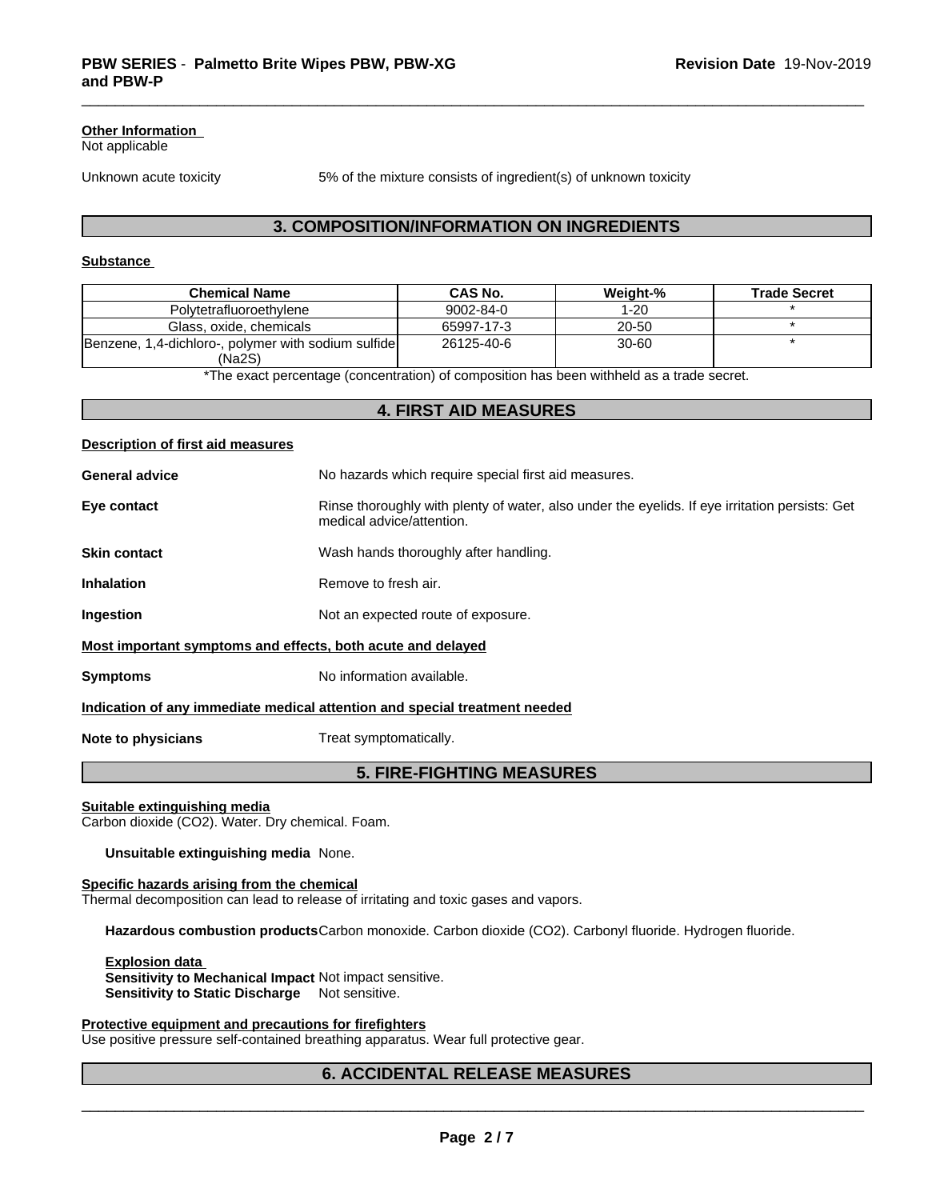**Other Information**
Not applicable

Unknown acute toxicity 5% of the mixture consists of ingredient(s) of unknown toxicity

## 3. COMPOSITION/INFORMATION ON INGREDIENTS

**Substance**

| Chemical Name | CAS No. | Weight-% | Trade Secret |
|---|---|---|---|
| Polytetrafluoroethylene | 9002-84-0 | 1-20 | * |
| Glass, oxide, chemicals | 65997-17-3 | 20-50 | * |
| Benzene, 1,4-dichloro-, polymer with sodium sulfide (Na2S) | 26125-40-6 | 30-60 | * |

*The exact percentage (concentration) of composition has been withheld as a trade secret.

## 4. FIRST AID MEASURES

**Description of first aid measures**

**General advice** No hazards which require special first aid measures.

**Eye contact** Rinse thoroughly with plenty of water, also under the eyelids. If eye irritation persists: Get medical advice/attention.

**Skin contact** Wash hands thoroughly after handling.

**Inhalation** Remove to fresh air.

**Ingestion** Not an expected route of exposure.

**Most important symptoms and effects, both acute and delayed**

**Symptoms** No information available.

**Indication of any immediate medical attention and special treatment needed**

**Note to physicians** Treat symptomatically.

## 5. FIRE-FIGHTING MEASURES

**Suitable extinguishing media**
Carbon dioxide (CO2). Water. Dry chemical. Foam.

**Unsuitable extinguishing media** None.

**Specific hazards arising from the chemical**
Thermal decomposition can lead to release of irritating and toxic gases and vapors.

**Hazardous combustion products** Carbon monoxide. Carbon dioxide (CO2). Carbonyl fluoride. Hydrogen fluoride.

**Explosion data**
**Sensitivity to Mechanical Impact** Not impact sensitive.
**Sensitivity to Static Discharge** Not sensitive.

**Protective equipment and precautions for firefighters**
Use positive pressure self-contained breathing apparatus. Wear full protective gear.

## 6. ACCIDENTAL RELEASE MEASURES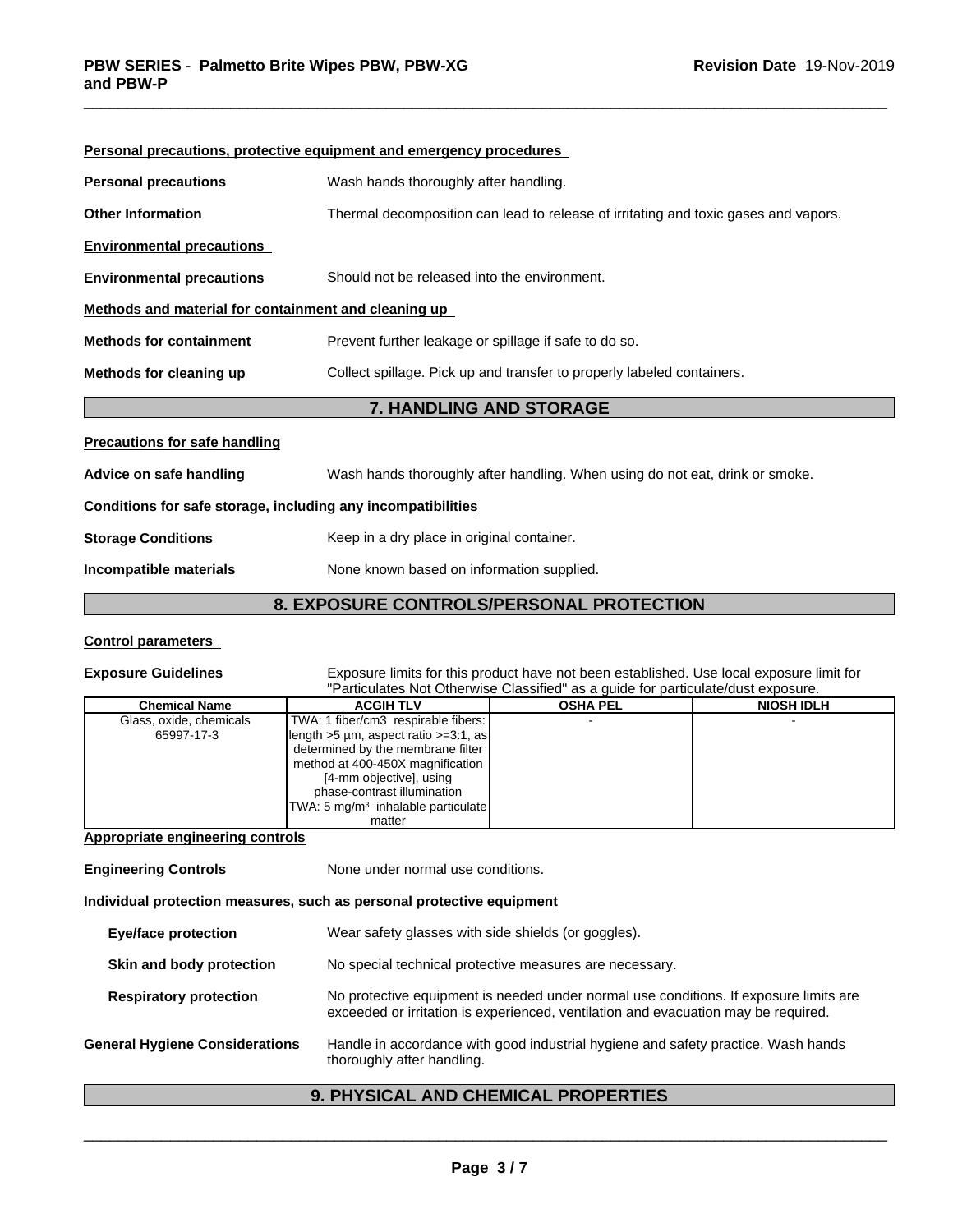**Personal precautions, protective equipment and emergency procedures**

**Personal precautions** Wash hands thoroughly after handling.

**Other Information** Thermal decomposition can lead to release of irritating and toxic gases and vapors.

**Environmental precautions**

**Environmental precautions** Should not be released into the environment.

**Methods and material for containment and cleaning up**

**Methods for containment** Prevent further leakage or spillage if safe to do so.

**Methods for cleaning up** Collect spillage. Pick up and transfer to properly labeled containers.

## 7. HANDLING AND STORAGE

**Precautions for safe handling**

**Advice on safe handling** Wash hands thoroughly after handling. When using do not eat, drink or smoke.

**Conditions for safe storage, including any incompatibilities**

**Storage Conditions** Keep in a dry place in original container.

**Incompatible materials** None known based on information supplied.

## 8. EXPOSURE CONTROLS/PERSONAL PROTECTION

**Control parameters**

**Exposure Guidelines** Exposure limits for this product have not been established. Use local exposure limit for "Particulates Not Otherwise Classified" as a guide for particulate/dust exposure.

| Chemical Name | ACGIH TLV | OSHA PEL | NIOSH IDLH |
|---|---|---|---|
| Glass, oxide, chemicals 65997-17-3 | TWA: 1 fiber/cm3 respirable fibers: length >5 µm, aspect ratio >=3:1, as determined by the membrane filter method at 400-450X magnification [4-mm objective], using phase-contrast illumination TWA: 5 mg/m$^3$ inhalable particulate matter | - | - |

**Appropriate engineering controls**

**Engineering Controls** None under normal use conditions.

**Individual protection measures, such as personal protective equipment**

**Eye/face protection** Wear safety glasses with side shields (or goggles).

**Skin and body protection** No special technical protective measures are necessary.

**Respiratory protection** No protective equipment is needed under normal use conditions. If exposure limits are exceeded or irritation is experienced, ventilation and evacuation may be required.

**General Hygiene Considerations** Handle in accordance with good industrial hygiene and safety practice. Wash hands thoroughly after handling.

## 9. PHYSICAL AND CHEMICAL PROPERTIES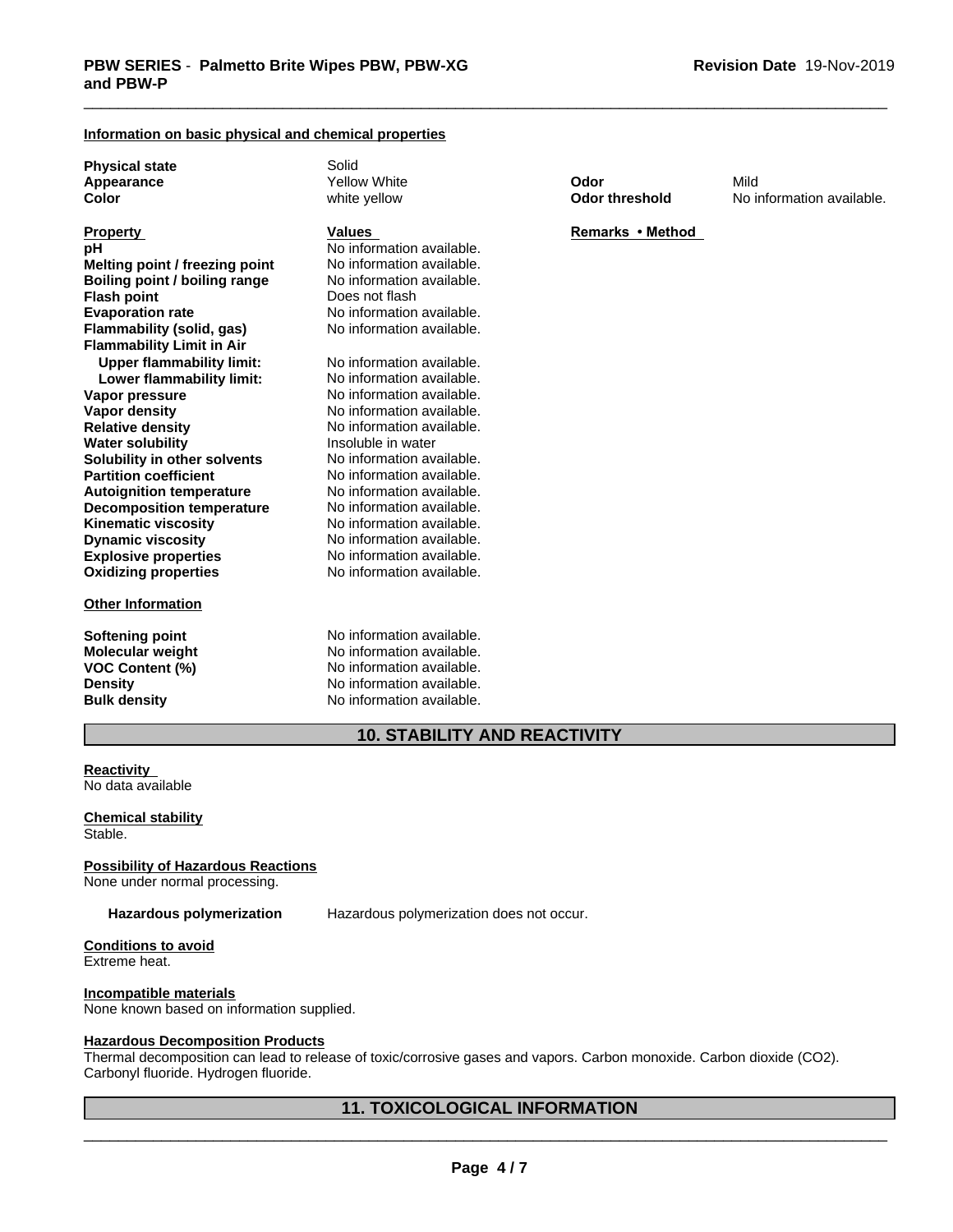**Information on basic physical and chemical properties**

| | | | |
|---|---|---|---|
| **Physical state** | Solid | | |
| **Appearance** | Yellow White | **Odor** | Mild |
| **Color** | white yellow | **Odor threshold** | No information available. |

| **Property** | **Values** | **Remarks • Method** |
|---|---|---|
| **pH** | No information available. | |
| **Melting point / freezing point** | No information available. | |
| **Boiling point / boiling range** | No information available. | |
| **Flash point** | Does not flash | |
| **Evaporation rate** | No information available. | |
| **Flammability (solid, gas)** | No information available. | |
| **Flammability Limit in Air** | | |
| **Upper flammability limit:** | No information available. | |
| **Lower flammability limit:** | No information available. | |
| **Vapor pressure** | No information available. | |
| **Vapor density** | No information available. | |
| **Relative density** | No information available. | |
| **Water solubility** | Insoluble in water | |
| **Solubility in other solvents** | No information available. | |
| **Partition coefficient** | No information available. | |
| **Autoignition temperature** | No information available. | |
| **Decomposition temperature** | No information available. | |
| **Kinematic viscosity** | No information available. | |
| **Dynamic viscosity** | No information available. | |
| **Explosive properties** | No information available. | |
| **Oxidizing properties** | No information available. | |

**Other Information**

| | |
|---|---|
| **Softening point** | No information available. |
| **Molecular weight** | No information available. |
| **VOC Content (%)** | No information available. |
| **Density** | No information available. |
| **Bulk density** | No information available. |

## 10. STABILITY AND REACTIVITY

**Reactivity**
No data available

**Chemical stability**
Stable.

**Possibility of Hazardous Reactions**
None under normal processing.

**Hazardous polymerization** Hazardous polymerization does not occur.

**Conditions to avoid**
Extreme heat.

**Incompatible materials**
None known based on information supplied.

**Hazardous Decomposition Products**
Thermal decomposition can lead to release of toxic/corrosive gases and vapors. Carbon monoxide. Carbon dioxide ($CO_2$). Carbonyl fluoride. Hydrogen fluoride.

## 11. TOXICOLOGICAL INFORMATION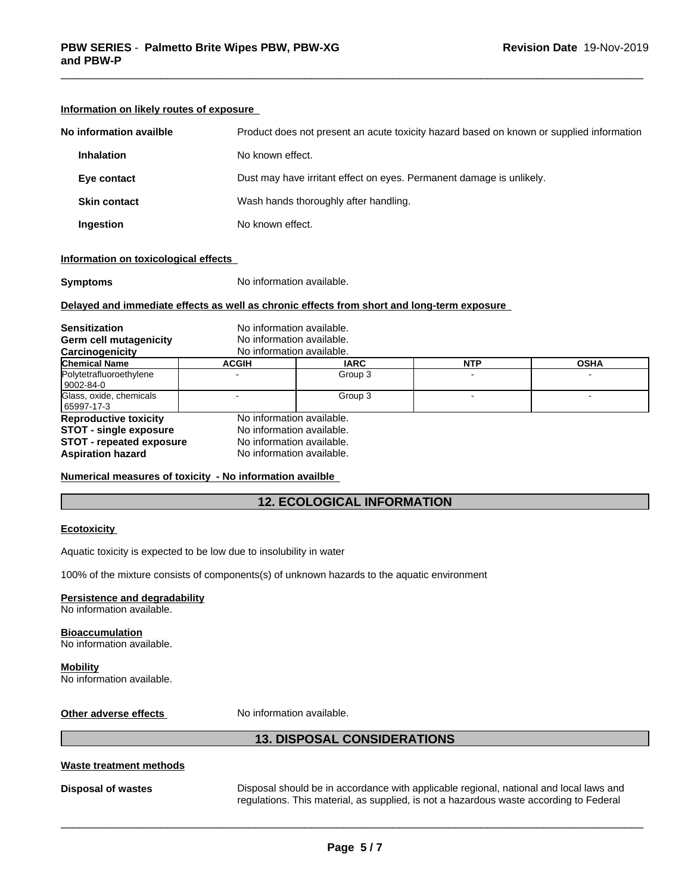**Information on likely routes of exposure**

**No information availble** Product does not present an acute toxicity hazard based on known or supplied information

**Inhalation** No known effect.

**Eye contact** Dust may have irritant effect on eyes. Permanent damage is unlikely.

**Skin contact** Wash hands thoroughly after handling.

**Ingestion** No known effect.

**Information on toxicological effects**

**Symptoms** No information available.

**Delayed and immediate effects as well as chronic effects from short and long-term exposure**

**Sensitization** No information available.
**Germ cell mutagenicity** No information available.
**Carcinogenicity** No information available.

| Chemical Name | ACGIH | IARC | NTP | OSHA |
|---|---|---|---|---|
| Polytetrafluoroethylene 9002-84-0 | - | Group 3 | - | - |
| Glass, oxide, chemicals 65997-17-3 | - | Group 3 | - | - |

**Reproductive toxicity** No information available.
**STOT - single exposure** No information available.
**STOT - repeated exposure** No information available.
**Aspiration hazard** No information available.

**Numerical measures of toxicity - No information availble**

## 12. ECOLOGICAL INFORMATION

**Ecotoxicity**

Aquatic toxicity is expected to be low due to insolubility in water

100% of the mixture consists of components(s) of unknown hazards to the aquatic environment

**Persistence and degradability**
No information available.

**Bioaccumulation**
No information available.

**Mobility**
No information available.

**Other adverse effects** No information available.

## 13. DISPOSAL CONSIDERATIONS

**Waste treatment methods**

**Disposal of wastes** Disposal should be in accordance with applicable regional, national and local laws and regulations. This material, as supplied, is not a hazardous waste according to Federal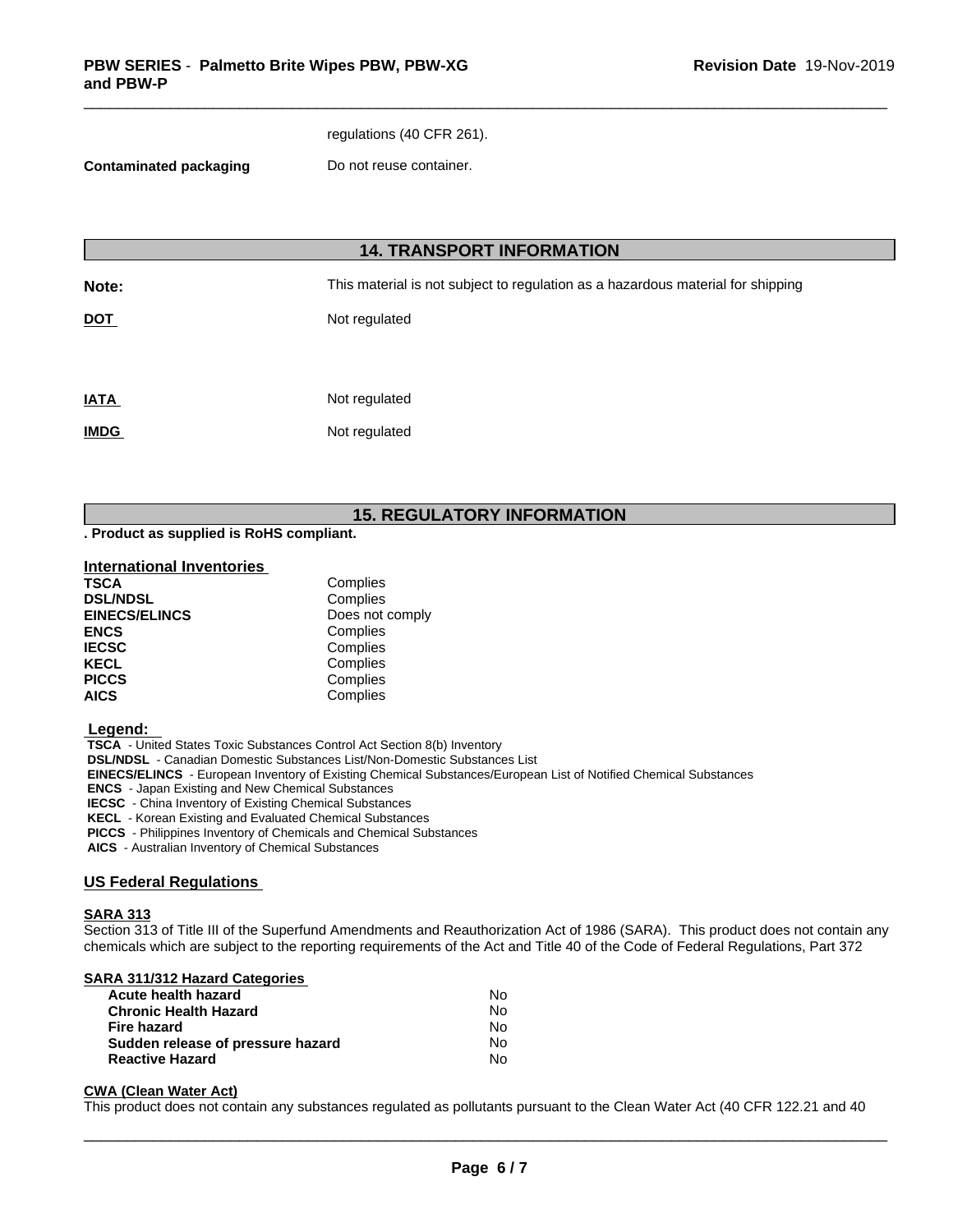regulations (40 CFR 261).

**Contaminated packaging** Do not reuse container.

## 14. TRANSPORT INFORMATION

| | |
|---|---|
| **Note:** | This material is not subject to regulation as a hazardous material for shipping |
| **DOT** | Not regulated |
| **IATA** | Not regulated |
| **IMDG** | Not regulated |

## 15. REGULATORY INFORMATION

**. Product as supplied is RoHS compliant.**

### International Inventories

| | |
|---|---|
| **TSCA** | Complies |
| **DSL/NDSL** | Complies |
| **EINECS/ELINCS** | Does not comply |
| **ENCS** | Complies |
| **IECSC** | Complies |
| **KECL** | Complies |
| **PICCS** | Complies |
| **AICS** | Complies |

**Legend:**

**TSCA** - United States Toxic Substances Control Act Section 8(b) Inventory
**DSL/NDSL** - Canadian Domestic Substances List/Non-Domestic Substances List
**EINECS/ELINCS** - European Inventory of Existing Chemical Substances/European List of Notified Chemical Substances
**ENCS** - Japan Existing and New Chemical Substances
**IECSC** - China Inventory of Existing Chemical Substances
**KECL** - Korean Existing and Evaluated Chemical Substances
**PICCS** - Philippines Inventory of Chemicals and Chemical Substances
**AICS** - Australian Inventory of Chemical Substances

### US Federal Regulations

**SARA 313**

Section 313 of Title III of the Superfund Amendments and Reauthorization Act of 1986 (SARA). This product does not contain any chemicals which are subject to the reporting requirements of the Act and Title 40 of the Code of Federal Regulations, Part 372

**SARA 311/312 Hazard Categories**

| | |
|---|---|
| **Acute health hazard** | No |
| **Chronic Health Hazard** | No |
| **Fire hazard** | No |
| **Sudden release of pressure hazard** | No |
| **Reactive Hazard** | No |

**CWA (Clean Water Act)**

This product does not contain any substances regulated as pollutants pursuant to the Clean Water Act (40 CFR 122.21 and 40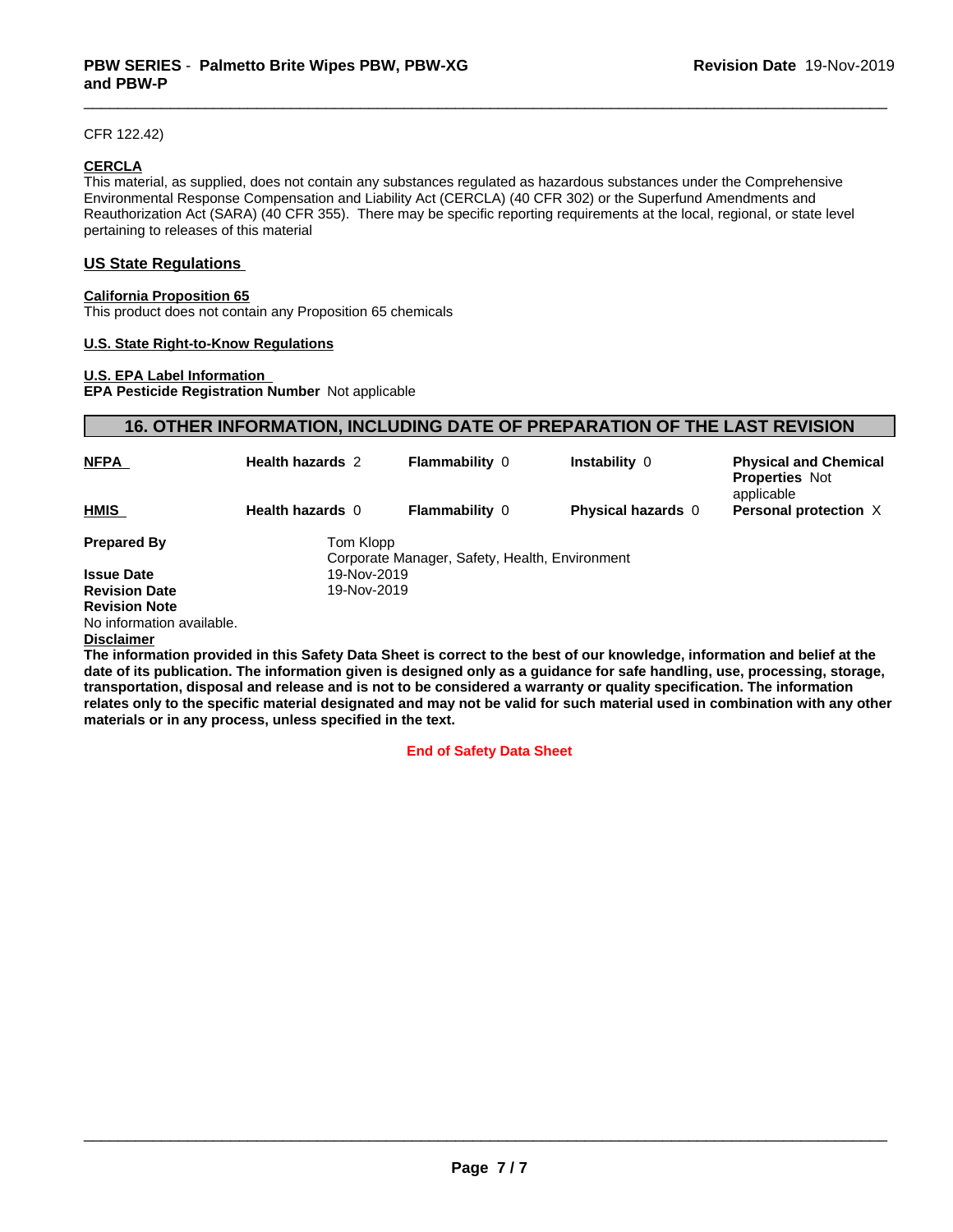CFR 122.42)

**CERCLA**

This material, as supplied, does not contain any substances regulated as hazardous substances under the Comprehensive Environmental Response Compensation and Liability Act (CERCLA) (40 CFR 302) or the Superfund Amendments and Reauthorization Act (SARA) (40 CFR 355). There may be specific reporting requirements at the local, regional, or state level pertaining to releases of this material

## US State Regulations

**California Proposition 65**

This product does not contain any Proposition 65 chemicals

**U.S. State Right-to-Know Regulations**

**U.S. EPA Label Information**

**EPA Pesticide Registration Number** Not applicable

## 16. OTHER INFORMATION, INCLUDING DATE OF PREPARATION OF THE LAST REVISION

| | | | | |
|---|---|---|---|---|
| **NFPA** | **Health hazards** 2 | **Flammability** 0 | **Instability** 0 | **Physical and Chemical Properties** Not applicable |
| **HMIS** | **Health hazards** 0 | **Flammability** 0 | **Physical hazards** 0 | **Personal protection** X |

**Prepared By** Tom Klopp
Corporate Manager, Safety, Health, Environment

**Issue Date** 19-Nov-2019

**Revision Date** 19-Nov-2019

**Revision Note**

No information available.

**Disclaimer**

**The information provided in this Safety Data Sheet is correct to the best of our knowledge, information and belief at the date of its publication. The information given is designed only as a guidance for safe handling, use, processing, storage, transportation, disposal and release and is not to be considered a warranty or quality specification. The information relates only to the specific material designated and may not be valid for such material used in combination with any other materials or in any process, unless specified in the text.**

**End of Safety Data Sheet**